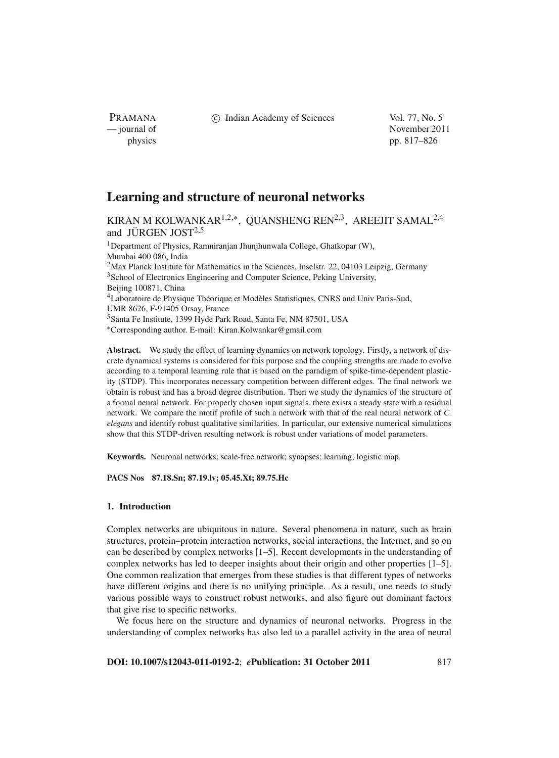# Learning and structure of neuronal networks

KIRAN M KOLWANKAR[1,2,*], QUANSHENG REN[2,3], AREEJIT SAMAL[2,4] and JÜRGEN JOST[2,5]

[1]Department of Physics, Ramniranjan Jhunjhunwala College, Ghatkopar (W), Mumbai 400 086, India
[2]Max Planck Institute for Mathematics in the Sciences, Inselstr. 22, 04103 Leipzig, Germany
[3]School of Electronics Engineering and Computer Science, Peking University, Beijing 100871, China
[4]Laboratoire de Physique Théorique et Modèles Statistiques, CNRS and Univ Paris-Sud, UMR 8626, F-91405 Orsay, France
[5]Santa Fe Institute, 1399 Hyde Park Road, Santa Fe, NM 87501, USA
[*]Corresponding author. E-mail: Kiran.Kolwankar@gmail.com

**Abstract.** We study the effect of learning dynamics on network topology. Firstly, a network of discrete dynamical systems is considered for this purpose and the coupling strengths are made to evolve according to a temporal learning rule that is based on the paradigm of spike-time-dependent plasticity (STDP). This incorporates necessary competition between different edges. The final network we obtain is robust and has a broad degree distribution. Then we study the dynamics of the structure of a formal neural network. For properly chosen input signals, there exists a steady state with a residual network. We compare the motif profile of such a network with that of the real neural network of *C. elegans* and identify robust qualitative similarities. In particular, our extensive numerical simulations show that this STDP-driven resulting network is robust under variations of model parameters.

**Keywords.** Neuronal networks; scale-free network; synapses; learning; logistic map.

**PACS Nos** 87.18.Sn; 87.19.lv; 05.45.Xt; 89.75.Hc

## 1. Introduction

Complex networks are ubiquitous in nature. Several phenomena in nature, such as brain structures, protein–protein interaction networks, social interactions, the Internet, and so on can be described by complex networks [1–5]. Recent developments in the understanding of complex networks has led to deeper insights about their origin and other properties [1–5]. One common realization that emerges from these studies is that different types of networks have different origins and there is no unifying principle. As a result, one needs to study various possible ways to construct robust networks, and also figure out dominant factors that give rise to specific networks.

We focus here on the structure and dynamics of neuronal networks. Progress in the understanding of complex networks has also led to a parallel activity in the area of neural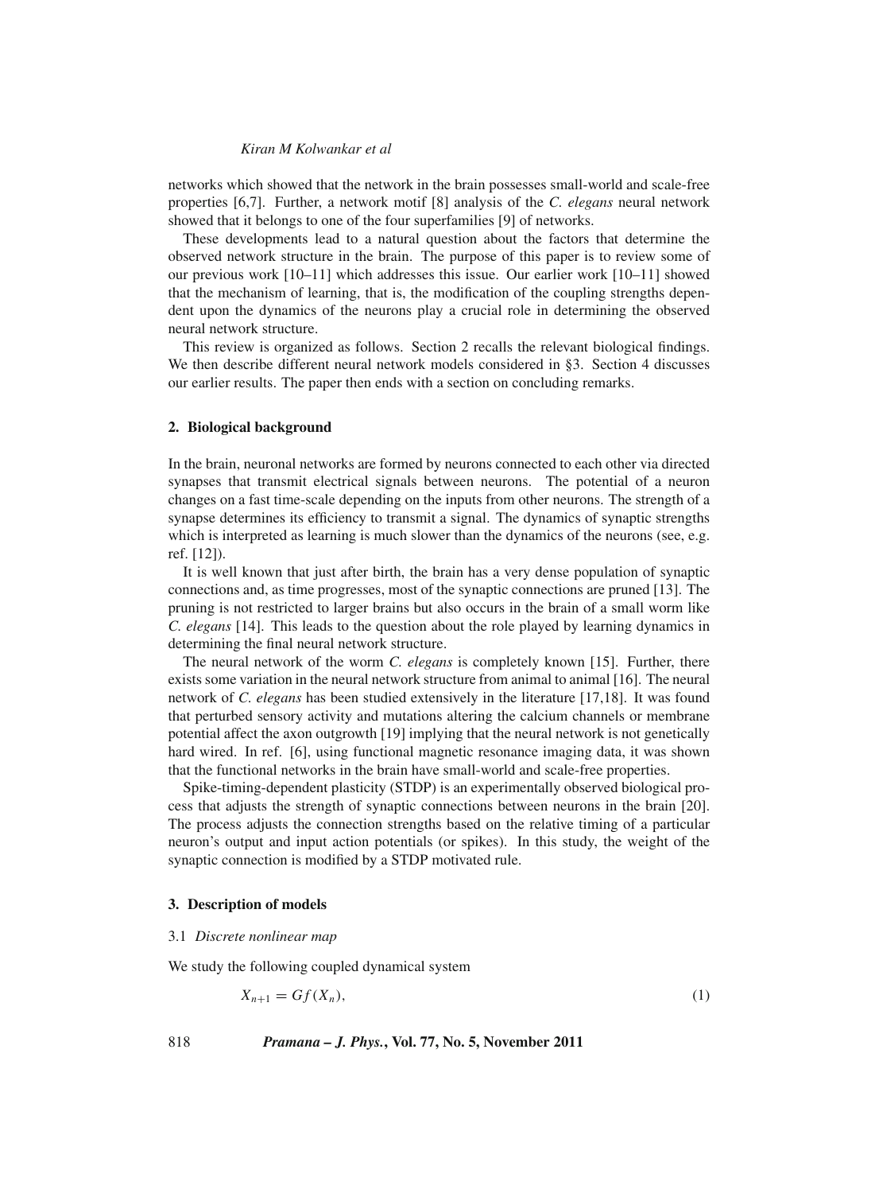networks which showed that the network in the brain possesses small-world and scale-free properties [6,7]. Further, a network motif [8] analysis of the *C. elegans* neural network showed that it belongs to one of the four superfamilies [9] of networks.

These developments lead to a natural question about the factors that determine the observed network structure in the brain. The purpose of this paper is to review some of our previous work [10–11] which addresses this issue. Our earlier work [10–11] showed that the mechanism of learning, that is, the modification of the coupling strengths dependent upon the dynamics of the neurons play a crucial role in determining the observed neural network structure.

This review is organized as follows. Section 2 recalls the relevant biological findings. We then describe different neural network models considered in §3. Section 4 discusses our earlier results. The paper then ends with a section on concluding remarks.

## 2. Biological background

In the brain, neuronal networks are formed by neurons connected to each other via directed synapses that transmit electrical signals between neurons. The potential of a neuron changes on a fast time-scale depending on the inputs from other neurons. The strength of a synapse determines its efficiency to transmit a signal. The dynamics of synaptic strengths which is interpreted as learning is much slower than the dynamics of the neurons (see, e.g. ref. [12]).

It is well known that just after birth, the brain has a very dense population of synaptic connections and, as time progresses, most of the synaptic connections are pruned [13]. The pruning is not restricted to larger brains but also occurs in the brain of a small worm like *C. elegans* [14]. This leads to the question about the role played by learning dynamics in determining the final neural network structure.

The neural network of the worm *C. elegans* is completely known [15]. Further, there exists some variation in the neural network structure from animal to animal [16]. The neural network of *C. elegans* has been studied extensively in the literature [17,18]. It was found that perturbed sensory activity and mutations altering the calcium channels or membrane potential affect the axon outgrowth [19] implying that the neural network is not genetically hard wired. In ref. [6], using functional magnetic resonance imaging data, it was shown that the functional networks in the brain have small-world and scale-free properties.

Spike-timing-dependent plasticity (STDP) is an experimentally observed biological process that adjusts the strength of synaptic connections between neurons in the brain [20]. The process adjusts the connection strengths based on the relative timing of a particular neuron's output and input action potentials (or spikes). In this study, the weight of the synaptic connection is modified by a STDP motivated rule.

## 3. Description of models

### 3.1 *Discrete nonlinear map*

We study the following coupled dynamical system

$$X_{n+1} = Gf(X_n), \tag{1}$$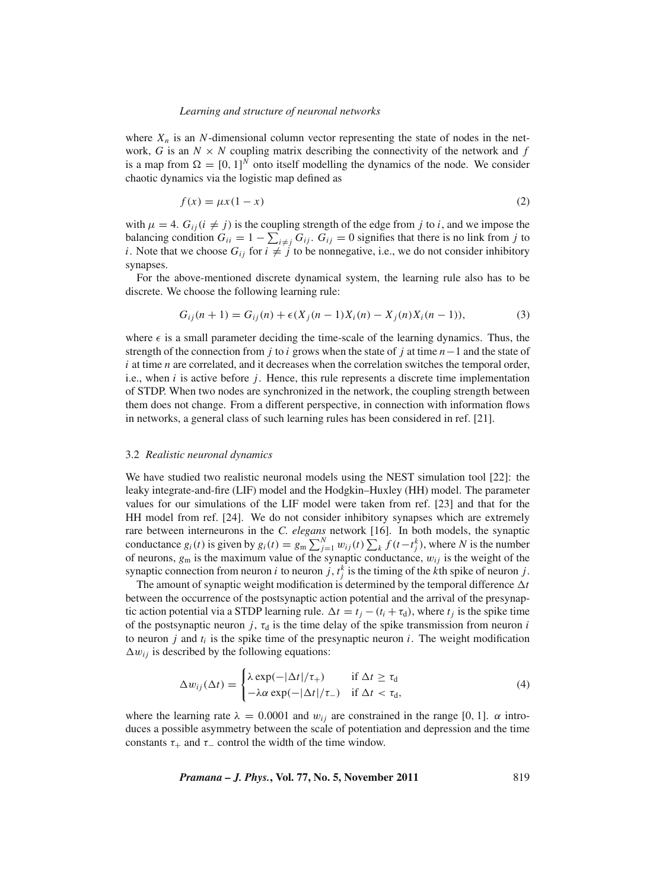where $X_n$ is an $N$-dimensional column vector representing the state of nodes in the network, $G$ is an $N \times N$ coupling matrix describing the connectivity of the network and $f$ is a map from $\Omega = [0, 1]^N$ onto itself modelling the dynamics of the node. We consider chaotic dynamics via the logistic map defined as

$$f(x) = \mu x(1 - x) \tag{2}$$

with $\mu = 4$. $G_{ij} (i \neq j)$ is the coupling strength of the edge from $j$ to $i$, and we impose the balancing condition $G_{ii} = 1 - \sum_{i \neq j} G_{ij}$. $G_{ij} = 0$ signifies that there is no link from $j$ to $i$. Note that we choose $G_{ij}$ for $i \neq j$ to be nonnegative, i.e., we do not consider inhibitory synapses.

For the above-mentioned discrete dynamical system, the learning rule also has to be discrete. We choose the following learning rule:

$$G_{ij}(n + 1) = G_{ij}(n) + \epsilon(X_j(n - 1)X_i(n) - X_j(n)X_i(n - 1)), \tag{3}$$

where $\epsilon$ is a small parameter deciding the time-scale of the learning dynamics. Thus, the strength of the connection from $j$ to $i$ grows when the state of $j$ at time $n-1$ and the state of $i$ at time $n$ are correlated, and it decreases when the correlation switches the temporal order, i.e., when $i$ is active before $j$. Hence, this rule represents a discrete time implementation of STDP. When two nodes are synchronized in the network, the coupling strength between them does not change. From a different perspective, in connection with information flows in networks, a general class of such learning rules has been considered in ref. [21].

### 3.2 *Realistic neuronal dynamics*

We have studied two realistic neuronal models using the NEST simulation tool [22]: the leaky integrate-and-fire (LIF) model and the Hodgkin–Huxley (HH) model. The parameter values for our simulations of the LIF model were taken from ref. [23] and that for the HH model from ref. [24]. We do not consider inhibitory synapses which are extremely rare between interneurons in the *C. elegans* network [16]. In both models, the synaptic conductance $g_i(t)$ is given by $g_i(t) = g_m \sum_{j=1}^{N} w_{ij}(t) \sum_k f(t - t_j^k)$, where $N$ is the number of neurons, $g_m$ is the maximum value of the synaptic conductance, $w_{ij}$ is the weight of the synaptic connection from neuron $i$ to neuron $j$, $t_j^k$ is the timing of the $k$th spike of neuron $j$.

The amount of synaptic weight modification is determined by the temporal difference $\Delta t$ between the occurrence of the postsynaptic action potential and the arrival of the presynaptic action potential via a STDP learning rule. $\Delta t = t_j - (t_i + \tau_d)$, where $t_j$ is the spike time of the postsynaptic neuron $j$, $\tau_d$ is the time delay of the spike transmission from neuron $i$ to neuron $j$ and $t_i$ is the spike time of the presynaptic neuron $i$. The weight modification $\Delta w_{ij}$ is described by the following equations:

$$\Delta w_{ij}(\Delta t) = \begin{cases} \lambda \exp(-|\Delta t|/\tau_+) & \text{if } \Delta t \geq \tau_d \\ -\lambda\alpha \exp(-|\Delta t|/\tau_-) & \text{if } \Delta t < \tau_d, \end{cases} \tag{4}$$

where the learning rate $\lambda = 0.0001$ and $w_{ij}$ are constrained in the range $[0, 1]$. $\alpha$ introduces a possible asymmetry between the scale of potentiation and depression and the time constants $\tau_+$ and $\tau_-$ control the width of the time window.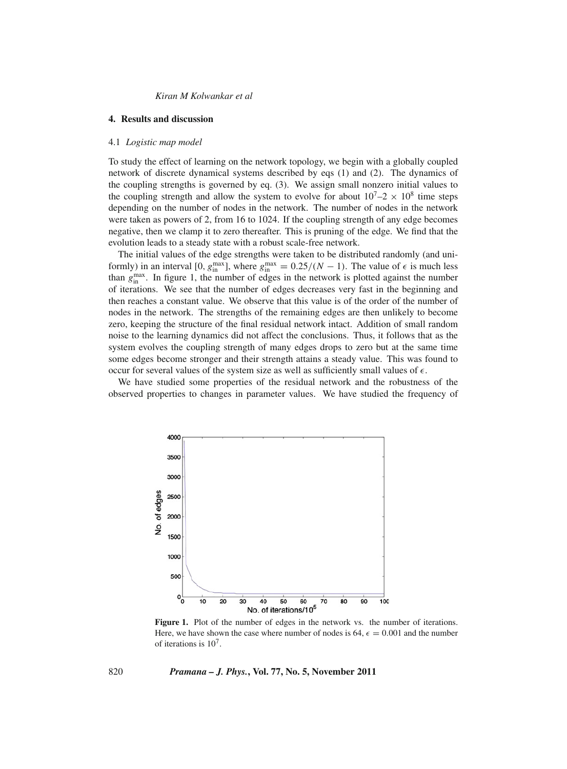## 4. Results and discussion

### 4.1 *Logistic map model*

To study the effect of learning on the network topology, we begin with a globally coupled network of discrete dynamical systems described by eqs (1) and (2). The dynamics of the coupling strengths is governed by eq. (3). We assign small nonzero initial values to the coupling strength and allow the system to evolve for about $10^7$–$2 \times 10^8$ time steps depending on the number of nodes in the network. The number of nodes in the network were taken as powers of 2, from 16 to 1024. If the coupling strength of any edge becomes negative, then we clamp it to zero thereafter. This is pruning of the edge. We find that the evolution leads to a steady state with a robust scale-free network.

The initial values of the edge strengths were taken to be distributed randomly (and uniformly) in an interval $[0, g_{\text{in}}^{\text{max}}]$, where $g_{\text{in}}^{\text{max}} = 0.25/(N-1)$. The value of $\epsilon$ is much less than $g_{\text{in}}^{\text{max}}$. In figure 1, the number of edges in the network is plotted against the number of iterations. We see that the number of edges decreases very fast in the beginning and then reaches a constant value. We observe that this value is of the order of the number of nodes in the network. The strengths of the remaining edges are then unlikely to become zero, keeping the structure of the final residual network intact. Addition of small random noise to the learning dynamics did not affect the conclusions. Thus, it follows that as the system evolves the coupling strength of many edges drops to zero but at the same time some edges become stronger and their strength attains a steady value. This was found to occur for several values of the system size as well as sufficiently small values of $\epsilon$.

We have studied some properties of the residual network and the robustness of the observed properties to changes in parameter values. We have studied the frequency of

**Figure 1.** Plot of the number of edges in the network vs. the number of iterations. Here, we have shown the case where number of nodes is 64, $\epsilon = 0.001$ and the number of iterations is $10^7$.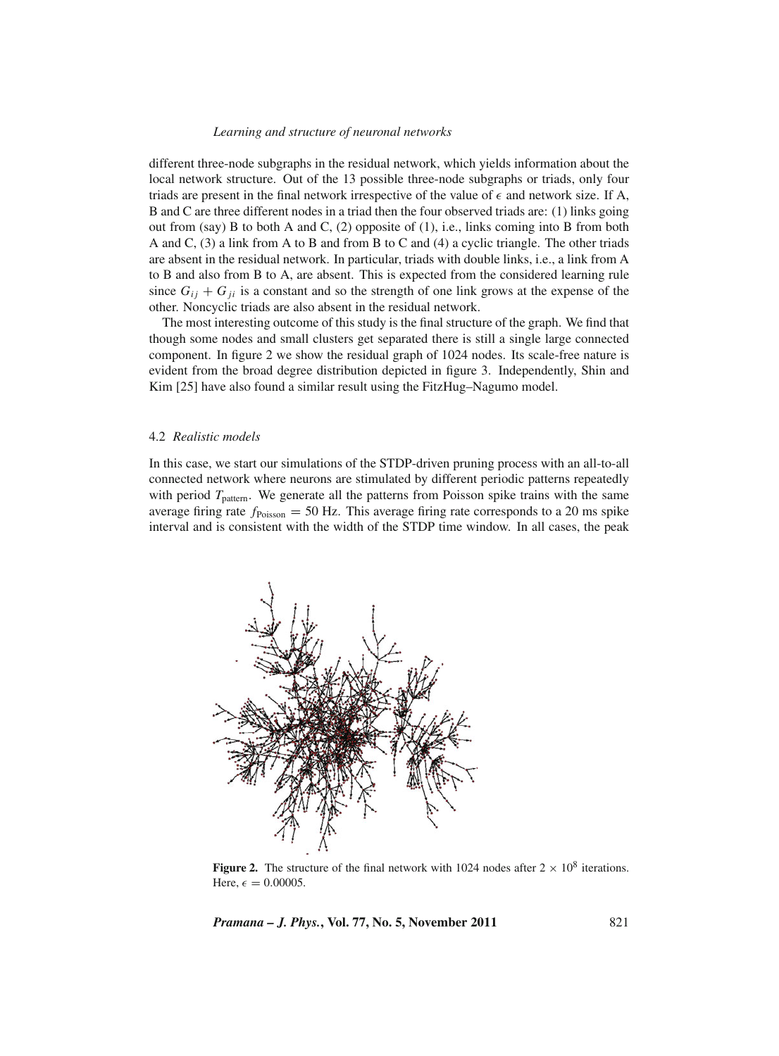different three-node subgraphs in the residual network, which yields information about the local network structure. Out of the 13 possible three-node subgraphs or triads, only four triads are present in the final network irrespective of the value of $\epsilon$ and network size. If A, B and C are three different nodes in a triad then the four observed triads are: (1) links going out from (say) B to both A and C, (2) opposite of (1), i.e., links coming into B from both A and C, (3) a link from A to B and from B to C and (4) a cyclic triangle. The other triads are absent in the residual network. In particular, triads with double links, i.e., a link from A to B and also from B to A, are absent. This is expected from the considered learning rule since $G_{ij} + G_{ji}$ is a constant and so the strength of one link grows at the expense of the other. Noncyclic triads are also absent in the residual network.

The most interesting outcome of this study is the final structure of the graph. We find that though some nodes and small clusters get separated there is still a single large connected component. In figure 2 we show the residual graph of 1024 nodes. Its scale-free nature is evident from the broad degree distribution depicted in figure 3. Independently, Shin and Kim [25] have also found a similar result using the FitzHug–Nagumo model.

### 4.2 *Realistic models*

In this case, we start our simulations of the STDP-driven pruning process with an all-to-all connected network where neurons are stimulated by different periodic patterns repeatedly with period $T_{\text{pattern}}$. We generate all the patterns from Poisson spike trains with the same average firing rate $f_{\text{Poisson}} = 50$ Hz. This average firing rate corresponds to a 20 ms spike interval and is consistent with the width of the STDP time window. In all cases, the peak

**Figure 2.** The structure of the final network with 1024 nodes after $2 \times 10^8$ iterations. Here, $\epsilon = 0.00005$.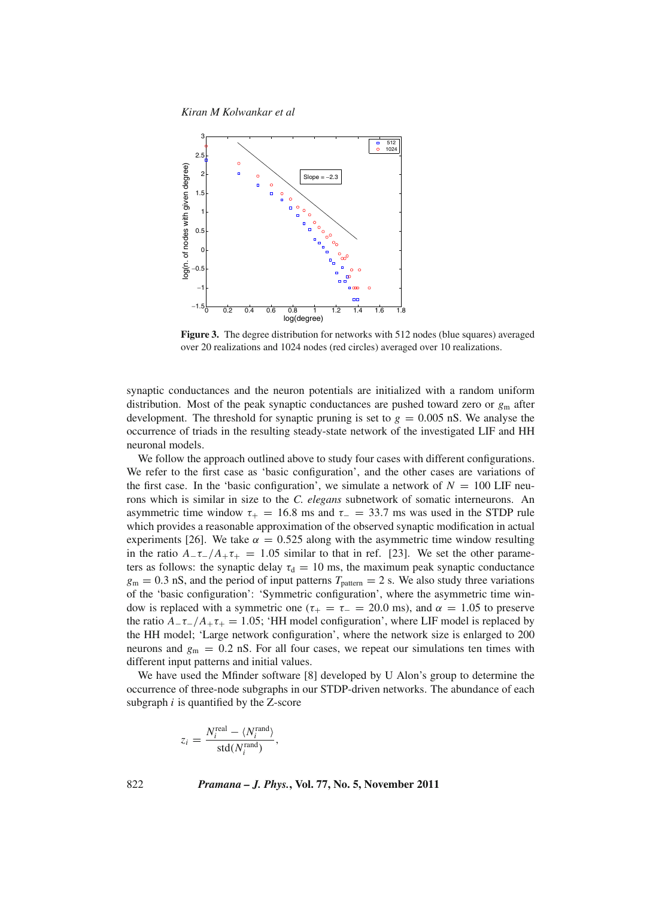**Figure 3.** The degree distribution for networks with 512 nodes (blue squares) averaged over 20 realizations and 1024 nodes (red circles) averaged over 10 realizations.

synaptic conductances and the neuron potentials are initialized with a random uniform distribution. Most of the peak synaptic conductances are pushed toward zero or $g_m$ after development. The threshold for synaptic pruning is set to $g = 0.005$ nS. We analyse the occurrence of triads in the resulting steady-state network of the investigated LIF and HH neuronal models.

We follow the approach outlined above to study four cases with different configurations. We refer to the first case as 'basic configuration', and the other cases are variations of the first case. In the 'basic configuration', we simulate a network of $N = 100$ LIF neurons which is similar in size to the *C. elegans* subnetwork of somatic interneurons. An asymmetric time window $\tau_+ = 16.8$ ms and $\tau_- = 33.7$ ms was used in the STDP rule which provides a reasonable approximation of the observed synaptic modification in actual experiments [26]. We take $\alpha = 0.525$ along with the asymmetric time window resulting in the ratio $A_-\tau_-/A_+\tau_+ = 1.05$ similar to that in ref. [23]. We set the other parameters as follows: the synaptic delay $\tau_d = 10$ ms, the maximum peak synaptic conductance $g_m = 0.3$ nS, and the period of input patterns $T_{\text{pattern}} = 2$ s. We also study three variations of the 'basic configuration': 'Symmetric configuration', where the asymmetric time window is replaced with a symmetric one ($\tau_+ = \tau_- = 20.0$ ms), and $\alpha = 1.05$ to preserve the ratio $A_-\tau_-/A_+\tau_+ = 1.05$; 'HH model configuration', where LIF model is replaced by the HH model; 'Large network configuration', where the network size is enlarged to 200 neurons and $g_m = 0.2$ nS. For all four cases, we repeat our simulations ten times with different input patterns and initial values.

We have used the Mfinder software [8] developed by U Alon's group to determine the occurrence of three-node subgraphs in our STDP-driven networks. The abundance of each subgraph $i$ is quantified by the Z-score

$$z_i = \frac{N_i^{\text{real}} - \langle N_i^{\text{rand}} \rangle}{\text{std}(N_i^{\text{rand}})},$$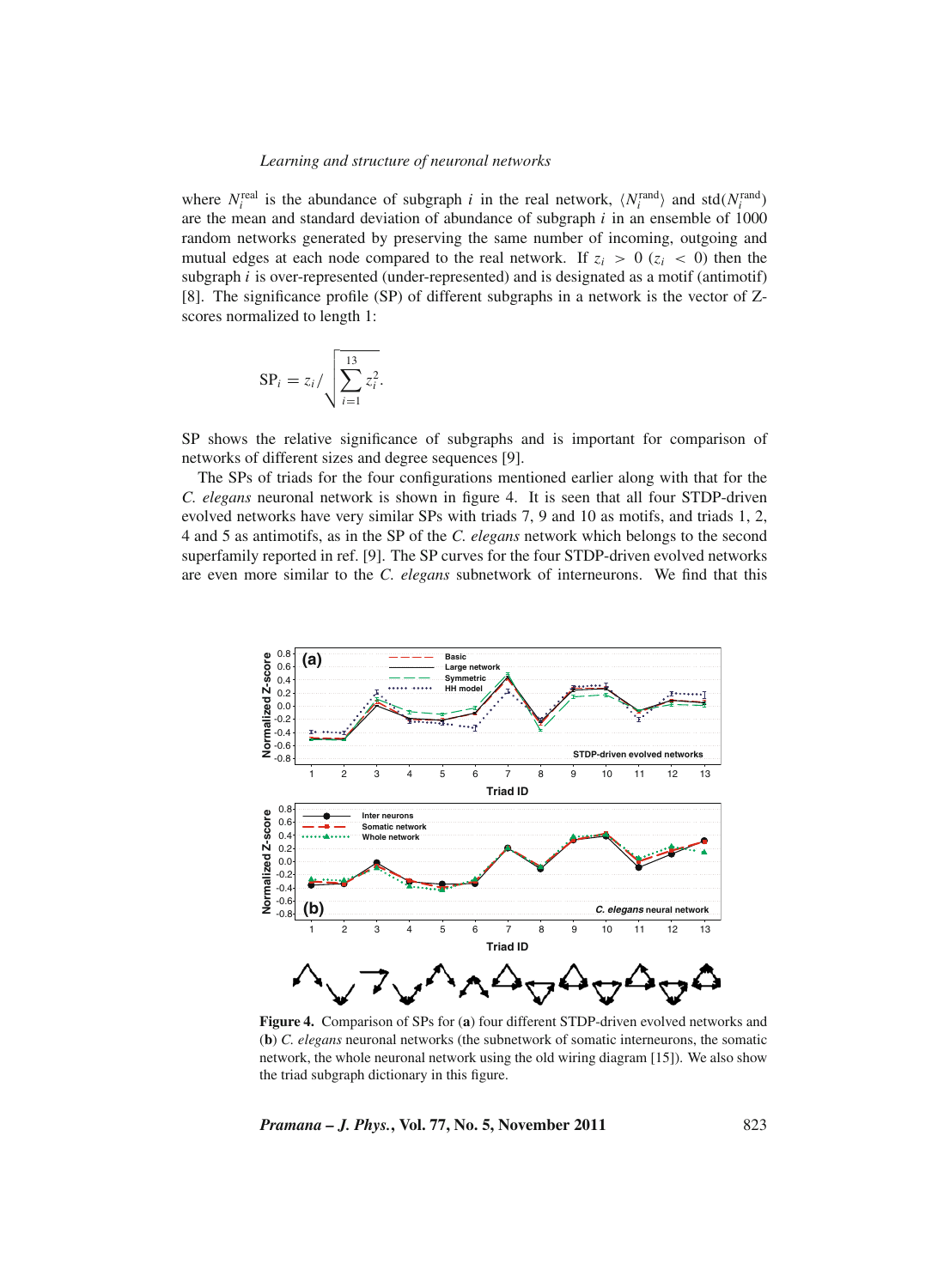where $N_i^{\text{real}}$ is the abundance of subgraph $i$ in the real network, $\langle N_i^{\text{rand}} \rangle$ and $\text{std}(N_i^{\text{rand}})$ are the mean and standard deviation of abundance of subgraph $i$ in an ensemble of 1000 random networks generated by preserving the same number of incoming, outgoing and mutual edges at each node compared to the real network. If $z_i > 0$ ($z_i < 0$) then the subgraph $i$ is over-represented (under-represented) and is designated as a motif (antimotif) [8]. The significance profile (SP) of different subgraphs in a network is the vector of Z-scores normalized to length 1:

$$\text{SP}_i = z_i / \sqrt{\sum_{i=1}^{13} z_i^2}.$$

SP shows the relative significance of subgraphs and is important for comparison of networks of different sizes and degree sequences [9].

The SPs of triads for the four configurations mentioned earlier along with that for the *C. elegans* neuronal network is shown in figure 4. It is seen that all four STDP-driven evolved networks have very similar SPs with triads 7, 9 and 10 as motifs, and triads 1, 2, 4 and 5 as antimotifs, as in the SP of the *C. elegans* network which belongs to the second superfamily reported in ref. [9]. The SP curves for the four STDP-driven evolved networks are even more similar to the *C. elegans* subnetwork of interneurons. We find that this

**Figure 4.** Comparison of SPs for (**a**) four different STDP-driven evolved networks and (**b**) *C. elegans* neuronal networks (the subnetwork of somatic interneurons, the somatic network, the whole neuronal network using the old wiring diagram [15]). We also show the triad subgraph dictionary in this figure.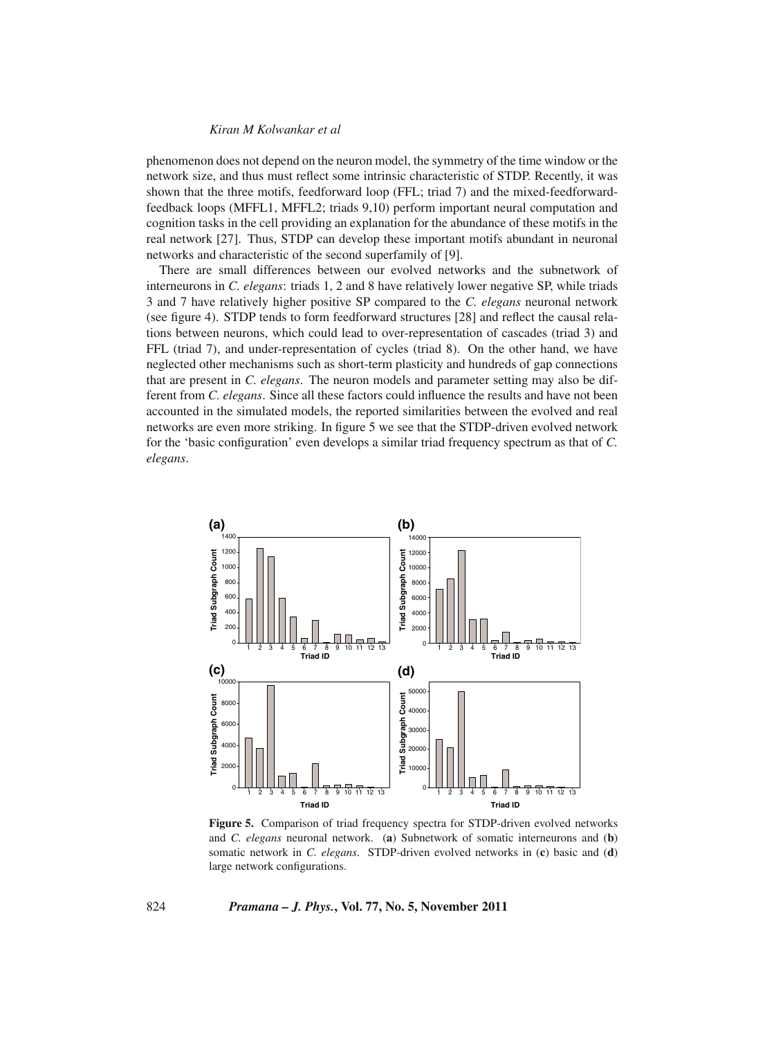phenomenon does not depend on the neuron model, the symmetry of the time window or the network size, and thus must reflect some intrinsic characteristic of STDP. Recently, it was shown that the three motifs, feedforward loop (FFL; triad 7) and the mixed-feedforward-feedback loops (MFFL1, MFFL2; triads 9,10) perform important neural computation and cognition tasks in the cell providing an explanation for the abundance of these motifs in the real network [27]. Thus, STDP can develop these important motifs abundant in neuronal networks and characteristic of the second superfamily of [9].

There are small differences between our evolved networks and the subnetwork of interneurons in *C. elegans*: triads 1, 2 and 8 have relatively lower negative SP, while triads 3 and 7 have relatively higher positive SP compared to the *C. elegans* neuronal network (see figure 4). STDP tends to form feedforward structures [28] and reflect the causal relations between neurons, which could lead to over-representation of cascades (triad 3) and FFL (triad 7), and under-representation of cycles (triad 8). On the other hand, we have neglected other mechanisms such as short-term plasticity and hundreds of gap connections that are present in *C. elegans*. The neuron models and parameter setting may also be different from *C. elegans*. Since all these factors could influence the results and have not been accounted in the simulated models, the reported similarities between the evolved and real networks are even more striking. In figure 5 we see that the STDP-driven evolved network for the 'basic configuration' even develops a similar triad frequency spectrum as that of *C. elegans*.

**Figure 5.** Comparison of triad frequency spectra for STDP-driven evolved networks and *C. elegans* neuronal network. (**a**) Subnetwork of somatic interneurons and (**b**) somatic network in *C. elegans*. STDP-driven evolved networks in (**c**) basic and (**d**) large network configurations.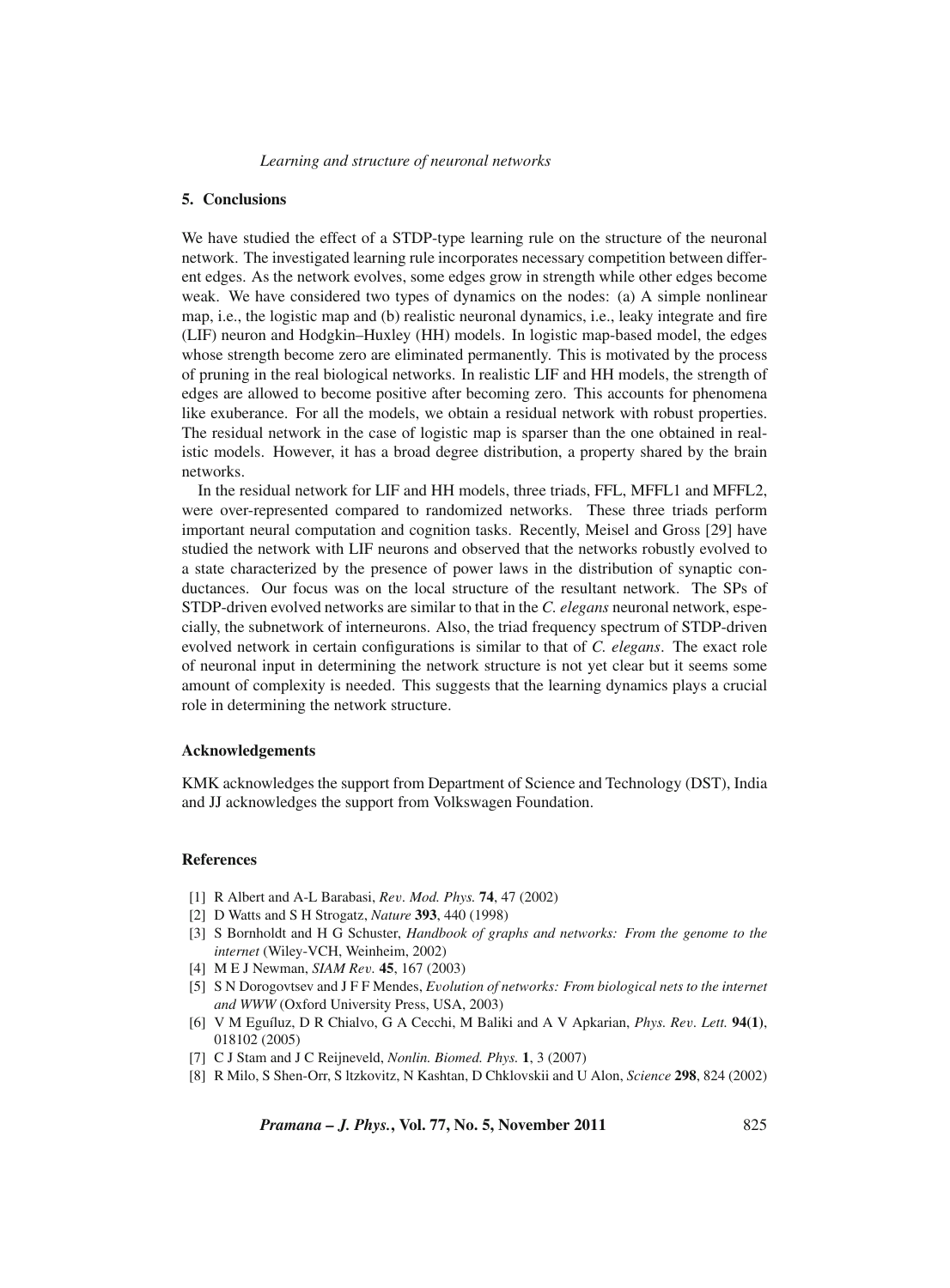## 5. Conclusions

We have studied the effect of a STDP-type learning rule on the structure of the neuronal network. The investigated learning rule incorporates necessary competition between different edges. As the network evolves, some edges grow in strength while other edges become weak. We have considered two types of dynamics on the nodes: (a) A simple nonlinear map, i.e., the logistic map and (b) realistic neuronal dynamics, i.e., leaky integrate and fire (LIF) neuron and Hodgkin–Huxley (HH) models. In logistic map-based model, the edges whose strength become zero are eliminated permanently. This is motivated by the process of pruning in the real biological networks. In realistic LIF and HH models, the strength of edges are allowed to become positive after becoming zero. This accounts for phenomena like exuberance. For all the models, we obtain a residual network with robust properties. The residual network in the case of logistic map is sparser than the one obtained in realistic models. However, it has a broad degree distribution, a property shared by the brain networks.

In the residual network for LIF and HH models, three triads, FFL, MFFL1 and MFFL2, were over-represented compared to randomized networks. These three triads perform important neural computation and cognition tasks. Recently, Meisel and Gross [29] have studied the network with LIF neurons and observed that the networks robustly evolved to a state characterized by the presence of power laws in the distribution of synaptic conductances. Our focus was on the local structure of the resultant network. The SPs of STDP-driven evolved networks are similar to that in the *C. elegans* neuronal network, especially, the subnetwork of interneurons. Also, the triad frequency spectrum of STDP-driven evolved network in certain configurations is similar to that of *C. elegans*. The exact role of neuronal input in determining the network structure is not yet clear but it seems some amount of complexity is needed. This suggests that the learning dynamics plays a crucial role in determining the network structure.

### Acknowledgements

KMK acknowledges the support from Department of Science and Technology (DST), India and JJ acknowledges the support from Volkswagen Foundation.

### References

[1] R Albert and A-L Barabasi, *Rev. Mod. Phys.* **74**, 47 (2002)

[2] D Watts and S H Strogatz, *Nature* **393**, 440 (1998)

[3] S Bornholdt and H G Schuster, *Handbook of graphs and networks: From the genome to the internet* (Wiley-VCH, Weinheim, 2002)

[4] M E J Newman, *SIAM Rev.* **45**, 167 (2003)

[5] S N Dorogovtsev and J F F Mendes, *Evolution of networks: From biological nets to the internet and WWW* (Oxford University Press, USA, 2003)

[6] V M Eguíluz, D R Chialvo, G A Cecchi, M Baliki and A V Apkarian, *Phys. Rev. Lett.* **94(1)**, 018102 (2005)

[7] C J Stam and J C Reijneveld, *Nonlin. Biomed. Phys.* **1**, 3 (2007)

[8] R Milo, S Shen-Orr, S ltzkovitz, N Kashtan, D Chklovskii and U Alon, *Science* **298**, 824 (2002)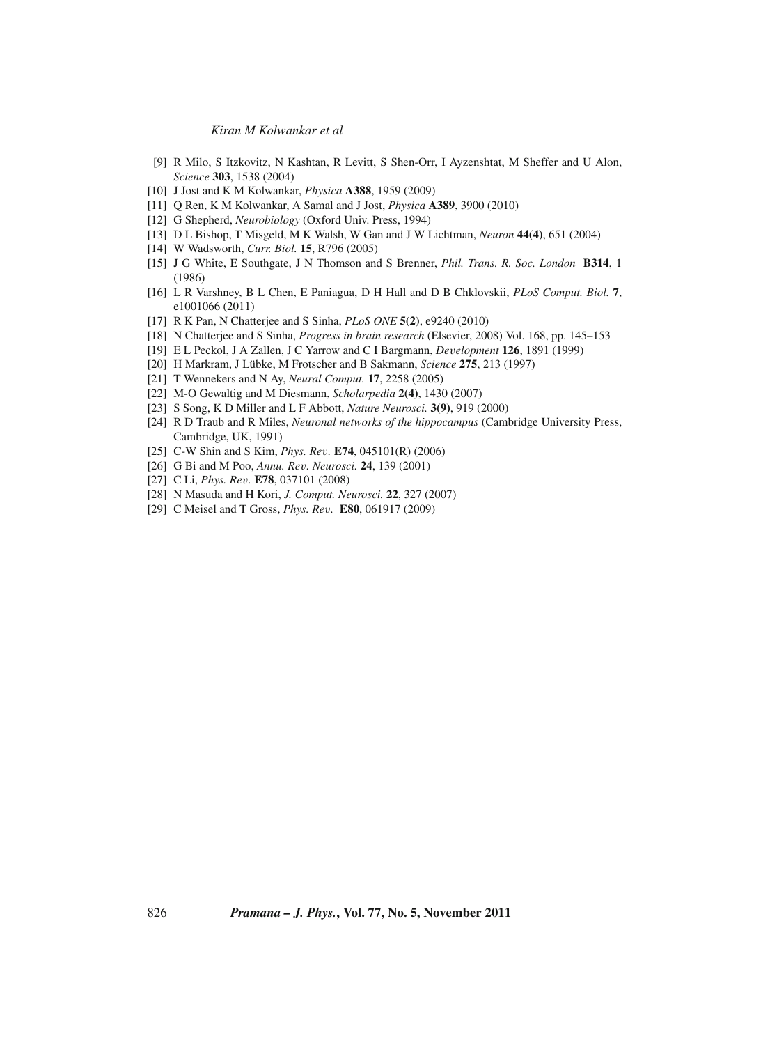[9] R Milo, S Itzkovitz, N Kashtan, R Levitt, S Shen-Orr, I Ayzenshtat, M Sheffer and U Alon, *Science* **303**, 1538 (2004)

[10] J Jost and K M Kolwankar, *Physica* **A388**, 1959 (2009)

[11] Q Ren, K M Kolwankar, A Samal and J Jost, *Physica* **A389**, 3900 (2010)

[12] G Shepherd, *Neurobiology* (Oxford Univ. Press, 1994)

[13] D L Bishop, T Misgeld, M K Walsh, W Gan and J W Lichtman, *Neuron* **44(4)**, 651 (2004)

[14] W Wadsworth, *Curr. Biol.* **15**, R796 (2005)

[15] J G White, E Southgate, J N Thomson and S Brenner, *Phil. Trans. R. Soc. London* **B314**, 1 (1986)

[16] L R Varshney, B L Chen, E Paniagua, D H Hall and D B Chklovskii, *PLoS Comput. Biol.* **7**, e1001066 (2011)

[17] R K Pan, N Chatterjee and S Sinha, *PLoS ONE* **5(2)**, e9240 (2010)

[18] N Chatterjee and S Sinha, *Progress in brain research* (Elsevier, 2008) Vol. 168, pp. 145–153

[19] E L Peckol, J A Zallen, J C Yarrow and C I Bargmann, *Development* **126**, 1891 (1999)

[20] H Markram, J Lübke, M Frotscher and B Sakmann, *Science* **275**, 213 (1997)

[21] T Wennekers and N Ay, *Neural Comput.* **17**, 2258 (2005)

[22] M-O Gewaltig and M Diesmann, *Scholarpedia* **2(4)**, 1430 (2007)

[23] S Song, K D Miller and L F Abbott, *Nature Neurosci.* **3(9)**, 919 (2000)

[24] R D Traub and R Miles, *Neuronal networks of the hippocampus* (Cambridge University Press, Cambridge, UK, 1991)

[25] C-W Shin and S Kim, *Phys. Rev.* **E74**, 045101(R) (2006)

[26] G Bi and M Poo, *Annu. Rev. Neurosci.* **24**, 139 (2001)

[27] C Li, *Phys. Rev.* **E78**, 037101 (2008)

[28] N Masuda and H Kori, *J. Comput. Neurosci.* **22**, 327 (2007)

[29] C Meisel and T Gross, *Phys. Rev.* **E80**, 061917 (2009)